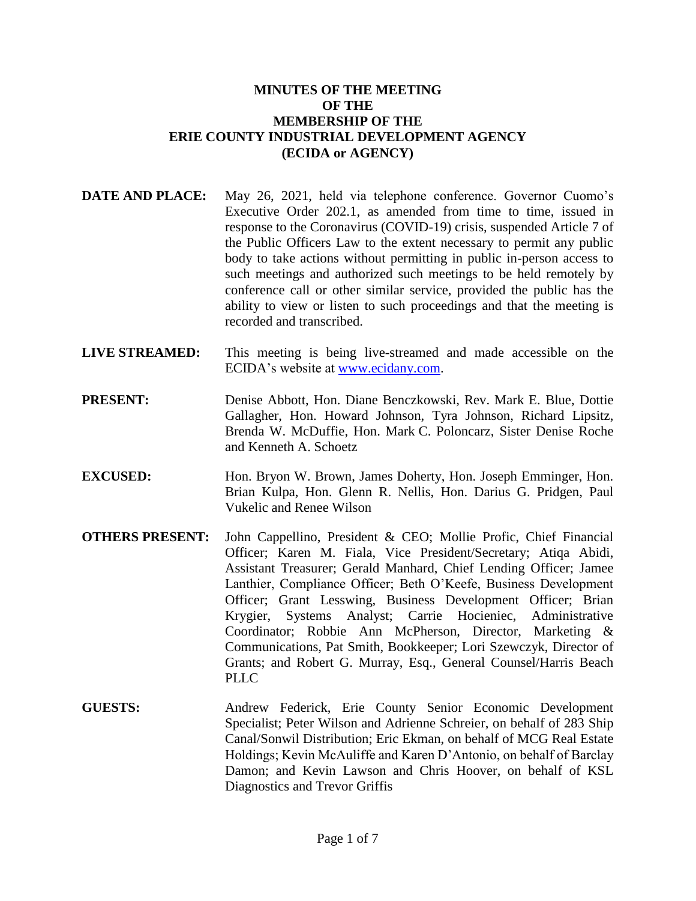# MINUTES OF THE MEETING OF THE MEMBERSHIP OF THE ERIE COUNTY INDUSTRIAL DEVELOPMENT AGENCY (ECIDA or AGENCY)

**DATE AND PLACE:** May 26, 2021, held via telephone conference. Governor Cuomo's Executive Order 202.1, as amended from time to time, issued in response to the Coronavirus (COVID-19) crisis, suspended Article 7 of the Public Officers Law to the extent necessary to permit any public body to take actions without permitting in public in-person access to such meetings and authorized such meetings to be held remotely by conference call or other similar service, provided the public has the ability to view or listen to such proceedings and that the meeting is recorded and transcribed.

**LIVE STREAMED:** This meeting is being live-streamed and made accessible on the ECIDA's website at www.ecidany.com.

**PRESENT:** Denise Abbott, Hon. Diane Benczkowski, Rev. Mark E. Blue, Dottie Gallagher, Hon. Howard Johnson, Tyra Johnson, Richard Lipsitz, Brenda W. McDuffie, Hon. Mark C. Poloncarz, Sister Denise Roche and Kenneth A. Schoetz

**EXCUSED:** Hon. Bryon W. Brown, James Doherty, Hon. Joseph Emminger, Hon. Brian Kulpa, Hon. Glenn R. Nellis, Hon. Darius G. Pridgen, Paul Vukelic and Renee Wilson

**OTHERS PRESENT:** John Cappellino, President & CEO; Mollie Profic, Chief Financial Officer; Karen M. Fiala, Vice President/Secretary; Atiqa Abidi, Assistant Treasurer; Gerald Manhard, Chief Lending Officer; Jamee Lanthier, Compliance Officer; Beth O'Keefe, Business Development Officer; Grant Lesswing, Business Development Officer; Brian Krygier, Systems Analyst; Carrie Hocieniec, Administrative Coordinator; Robbie Ann McPherson, Director, Marketing & Communications, Pat Smith, Bookkeeper; Lori Szewczyk, Director of Grants; and Robert G. Murray, Esq., General Counsel/Harris Beach PLLC

**GUESTS:** Andrew Federick, Erie County Senior Economic Development Specialist; Peter Wilson and Adrienne Schreier, on behalf of 283 Ship Canal/Sonwil Distribution; Eric Ekman, on behalf of MCG Real Estate Holdings; Kevin McAuliffe and Karen D'Antonio, on behalf of Barclay Damon; and Kevin Lawson and Chris Hoover, on behalf of KSL Diagnostics and Trevor Griffis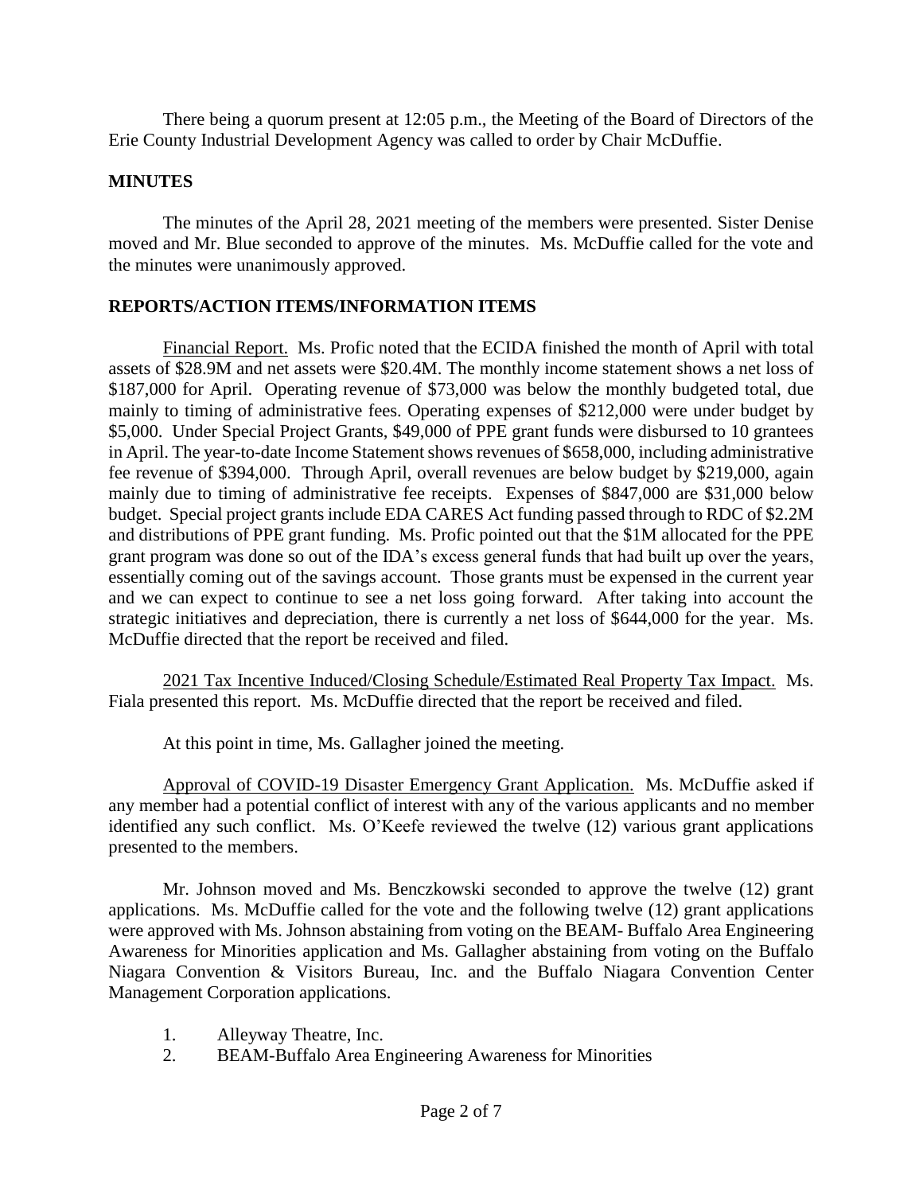There being a quorum present at 12:05 p.m., the Meeting of the Board of Directors of the Erie County Industrial Development Agency was called to order by Chair McDuffie.

## MINUTES

The minutes of the April 28, 2021 meeting of the members were presented. Sister Denise moved and Mr. Blue seconded to approve of the minutes. Ms. McDuffie called for the vote and the minutes were unanimously approved.

## REPORTS/ACTION ITEMS/INFORMATION ITEMS

Financial Report. Ms. Profic noted that the ECIDA finished the month of April with total assets of $28.9M and net assets were $20.4M. The monthly income statement shows a net loss of $187,000 for April. Operating revenue of $73,000 was below the monthly budgeted total, due mainly to timing of administrative fees. Operating expenses of $212,000 were under budget by $5,000. Under Special Project Grants, $49,000 of PPE grant funds were disbursed to 10 grantees in April. The year-to-date Income Statement shows revenues of $658,000, including administrative fee revenue of $394,000. Through April, overall revenues are below budget by $219,000, again mainly due to timing of administrative fee receipts. Expenses of $847,000 are $31,000 below budget. Special project grants include EDA CARES Act funding passed through to RDC of $2.2M and distributions of PPE grant funding. Ms. Profic pointed out that the $1M allocated for the PPE grant program was done so out of the IDA's excess general funds that had built up over the years, essentially coming out of the savings account. Those grants must be expensed in the current year and we can expect to continue to see a net loss going forward. After taking into account the strategic initiatives and depreciation, there is currently a net loss of $644,000 for the year. Ms. McDuffie directed that the report be received and filed.

2021 Tax Incentive Induced/Closing Schedule/Estimated Real Property Tax Impact. Ms. Fiala presented this report. Ms. McDuffie directed that the report be received and filed.

At this point in time, Ms. Gallagher joined the meeting.

Approval of COVID-19 Disaster Emergency Grant Application. Ms. McDuffie asked if any member had a potential conflict of interest with any of the various applicants and no member identified any such conflict. Ms. O'Keefe reviewed the twelve (12) various grant applications presented to the members.

Mr. Johnson moved and Ms. Benczkowski seconded to approve the twelve (12) grant applications. Ms. McDuffie called for the vote and the following twelve (12) grant applications were approved with Ms. Johnson abstaining from voting on the BEAM- Buffalo Area Engineering Awareness for Minorities application and Ms. Gallagher abstaining from voting on the Buffalo Niagara Convention & Visitors Bureau, Inc. and the Buffalo Niagara Convention Center Management Corporation applications.

1. Alleyway Theatre, Inc.
2. BEAM-Buffalo Area Engineering Awareness for Minorities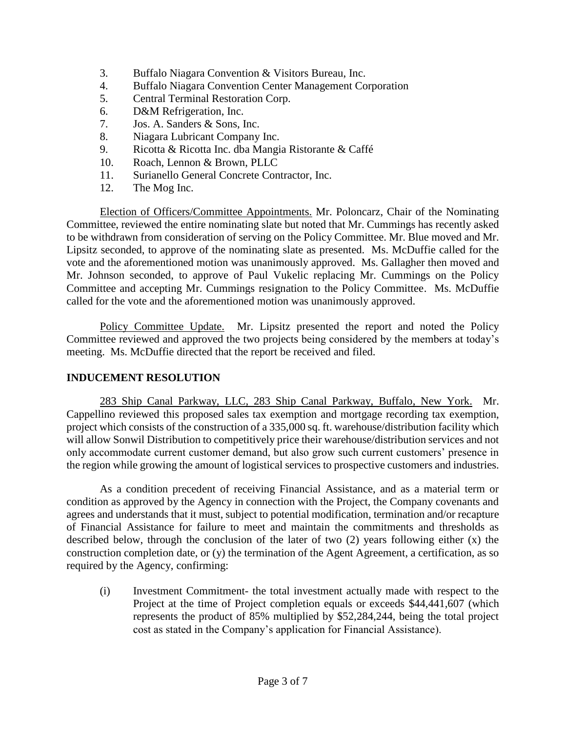3. Buffalo Niagara Convention & Visitors Bureau, Inc.
4. Buffalo Niagara Convention Center Management Corporation
5. Central Terminal Restoration Corp.
6. D&M Refrigeration, Inc.
7. Jos. A. Sanders & Sons, Inc.
8. Niagara Lubricant Company Inc.
9. Ricotta & Ricotta Inc. dba Mangia Ristorante & Caffé
10. Roach, Lennon & Brown, PLLC
11. Surianello General Concrete Contractor, Inc.
12. The Mog Inc.

Election of Officers/Committee Appointments. Mr. Poloncarz, Chair of the Nominating Committee, reviewed the entire nominating slate but noted that Mr. Cummings has recently asked to be withdrawn from consideration of serving on the Policy Committee. Mr. Blue moved and Mr. Lipsitz seconded, to approve of the nominating slate as presented. Ms. McDuffie called for the vote and the aforementioned motion was unanimously approved. Ms. Gallagher then moved and Mr. Johnson seconded, to approve of Paul Vukelic replacing Mr. Cummings on the Policy Committee and accepting Mr. Cummings resignation to the Policy Committee. Ms. McDuffie called for the vote and the aforementioned motion was unanimously approved.

Policy Committee Update. Mr. Lipsitz presented the report and noted the Policy Committee reviewed and approved the two projects being considered by the members at today's meeting. Ms. McDuffie directed that the report be received and filed.

## INDUCEMENT RESOLUTION

283 Ship Canal Parkway, LLC, 283 Ship Canal Parkway, Buffalo, New York. Mr. Cappellino reviewed this proposed sales tax exemption and mortgage recording tax exemption, project which consists of the construction of a 335,000 sq. ft. warehouse/distribution facility which will allow Sonwil Distribution to competitively price their warehouse/distribution services and not only accommodate current customer demand, but also grow such current customers' presence in the region while growing the amount of logistical services to prospective customers and industries.

As a condition precedent of receiving Financial Assistance, and as a material term or condition as approved by the Agency in connection with the Project, the Company covenants and agrees and understands that it must, subject to potential modification, termination and/or recapture of Financial Assistance for failure to meet and maintain the commitments and thresholds as described below, through the conclusion of the later of two (2) years following either (x) the construction completion date, or (y) the termination of the Agent Agreement, a certification, as so required by the Agency, confirming:

(i) Investment Commitment- the total investment actually made with respect to the Project at the time of Project completion equals or exceeds $44,441,607 (which represents the product of 85% multiplied by $52,284,244, being the total project cost as stated in the Company's application for Financial Assistance).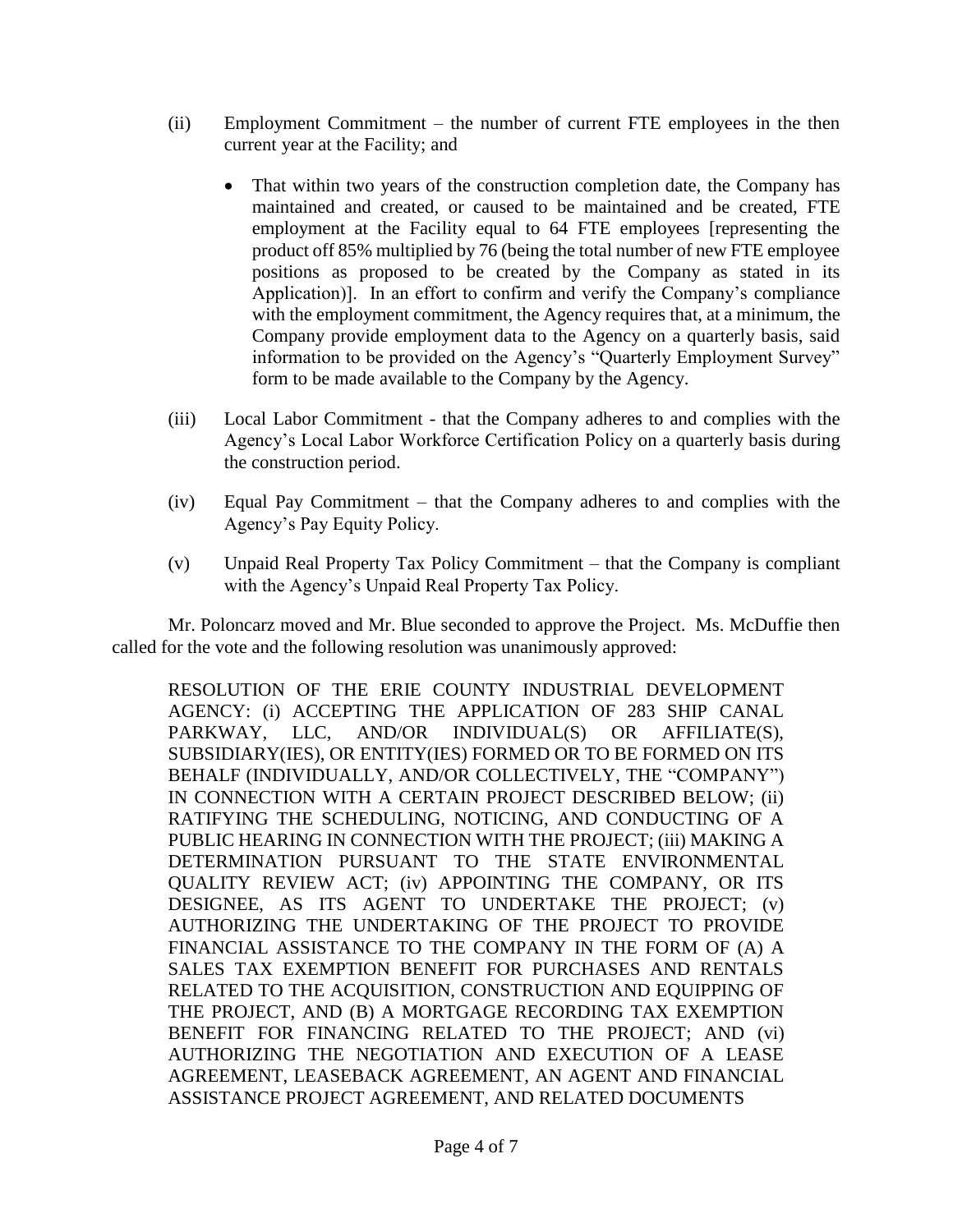(ii) Employment Commitment – the number of current FTE employees in the then current year at the Facility; and

- That within two years of the construction completion date, the Company has maintained and created, or caused to be maintained and be created, FTE employment at the Facility equal to 64 FTE employees [representing the product off 85% multiplied by 76 (being the total number of new FTE employee positions as proposed to be created by the Company as stated in its Application)]. In an effort to confirm and verify the Company's compliance with the employment commitment, the Agency requires that, at a minimum, the Company provide employment data to the Agency on a quarterly basis, said information to be provided on the Agency's "Quarterly Employment Survey" form to be made available to the Company by the Agency.

(iii) Local Labor Commitment - that the Company adheres to and complies with the Agency's Local Labor Workforce Certification Policy on a quarterly basis during the construction period.

(iv) Equal Pay Commitment – that the Company adheres to and complies with the Agency's Pay Equity Policy.

(v) Unpaid Real Property Tax Policy Commitment – that the Company is compliant with the Agency's Unpaid Real Property Tax Policy.

Mr. Poloncarz moved and Mr. Blue seconded to approve the Project. Ms. McDuffie then called for the vote and the following resolution was unanimously approved:

RESOLUTION OF THE ERIE COUNTY INDUSTRIAL DEVELOPMENT AGENCY: (i) ACCEPTING THE APPLICATION OF 283 SHIP CANAL PARKWAY, LLC, AND/OR INDIVIDUAL(S) OR AFFILIATE(S), SUBSIDIARY(IES), OR ENTITY(IES) FORMED OR TO BE FORMED ON ITS BEHALF (INDIVIDUALLY, AND/OR COLLECTIVELY, THE "COMPANY") IN CONNECTION WITH A CERTAIN PROJECT DESCRIBED BELOW; (ii) RATIFYING THE SCHEDULING, NOTICING, AND CONDUCTING OF A PUBLIC HEARING IN CONNECTION WITH THE PROJECT; (iii) MAKING A DETERMINATION PURSUANT TO THE STATE ENVIRONMENTAL QUALITY REVIEW ACT; (iv) APPOINTING THE COMPANY, OR ITS DESIGNEE, AS ITS AGENT TO UNDERTAKE THE PROJECT; (v) AUTHORIZING THE UNDERTAKING OF THE PROJECT TO PROVIDE FINANCIAL ASSISTANCE TO THE COMPANY IN THE FORM OF (A) A SALES TAX EXEMPTION BENEFIT FOR PURCHASES AND RENTALS RELATED TO THE ACQUISITION, CONSTRUCTION AND EQUIPPING OF THE PROJECT, AND (B) A MORTGAGE RECORDING TAX EXEMPTION BENEFIT FOR FINANCING RELATED TO THE PROJECT; AND (vi) AUTHORIZING THE NEGOTIATION AND EXECUTION OF A LEASE AGREEMENT, LEASEBACK AGREEMENT, AN AGENT AND FINANCIAL ASSISTANCE PROJECT AGREEMENT, AND RELATED DOCUMENTS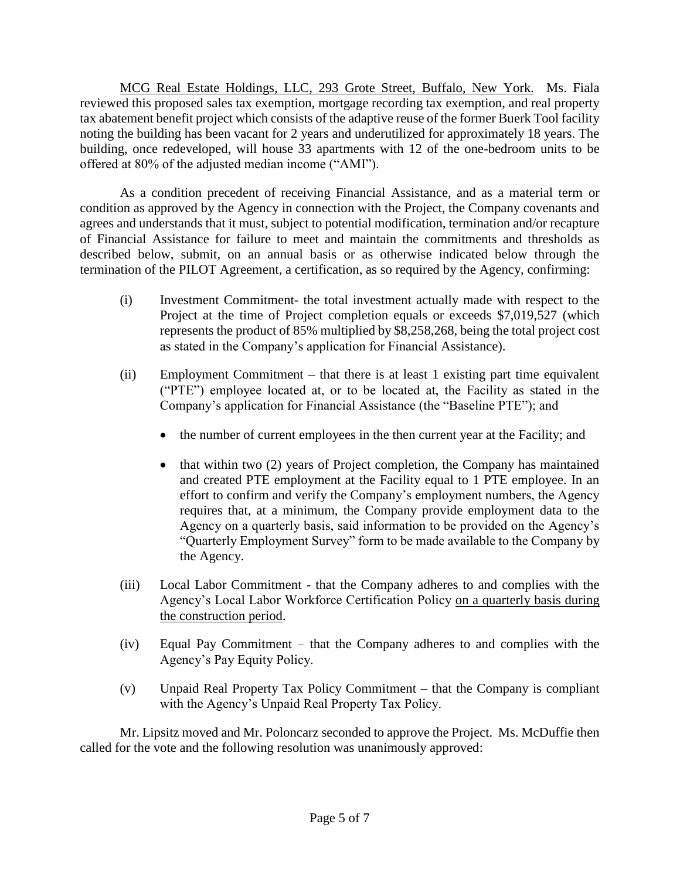<u>MCG Real Estate Holdings, LLC, 293 Grote Street, Buffalo, New York.</u> Ms. Fiala reviewed this proposed sales tax exemption, mortgage recording tax exemption, and real property tax abatement benefit project which consists of the adaptive reuse of the former Buerk Tool facility noting the building has been vacant for 2 years and underutilized for approximately 18 years. The building, once redeveloped, will house 33 apartments with 12 of the one-bedroom units to be offered at 80% of the adjusted median income ("AMI").

As a condition precedent of receiving Financial Assistance, and as a material term or condition as approved by the Agency in connection with the Project, the Company covenants and agrees and understands that it must, subject to potential modification, termination and/or recapture of Financial Assistance for failure to meet and maintain the commitments and thresholds as described below, submit, on an annual basis or as otherwise indicated below through the termination of the PILOT Agreement, a certification, as so required by the Agency, confirming:

(i) Investment Commitment- the total investment actually made with respect to the Project at the time of Project completion equals or exceeds $7,019,527 (which represents the product of 85% multiplied by $8,258,268, being the total project cost as stated in the Company's application for Financial Assistance).

(ii) Employment Commitment – that there is at least 1 existing part time equivalent ("PTE") employee located at, or to be located at, the Facility as stated in the Company's application for Financial Assistance (the "Baseline PTE"); and

- the number of current employees in the then current year at the Facility; and
- that within two (2) years of Project completion, the Company has maintained and created PTE employment at the Facility equal to 1 PTE employee. In an effort to confirm and verify the Company's employment numbers, the Agency requires that, at a minimum, the Company provide employment data to the Agency on a quarterly basis, said information to be provided on the Agency's "Quarterly Employment Survey" form to be made available to the Company by the Agency.

(iii) Local Labor Commitment - that the Company adheres to and complies with the Agency's Local Labor Workforce Certification Policy <u>on a quarterly basis during the construction period</u>.

(iv) Equal Pay Commitment – that the Company adheres to and complies with the Agency's Pay Equity Policy.

(v) Unpaid Real Property Tax Policy Commitment – that the Company is compliant with the Agency's Unpaid Real Property Tax Policy.

Mr. Lipsitz moved and Mr. Poloncarz seconded to approve the Project. Ms. McDuffie then called for the vote and the following resolution was unanimously approved: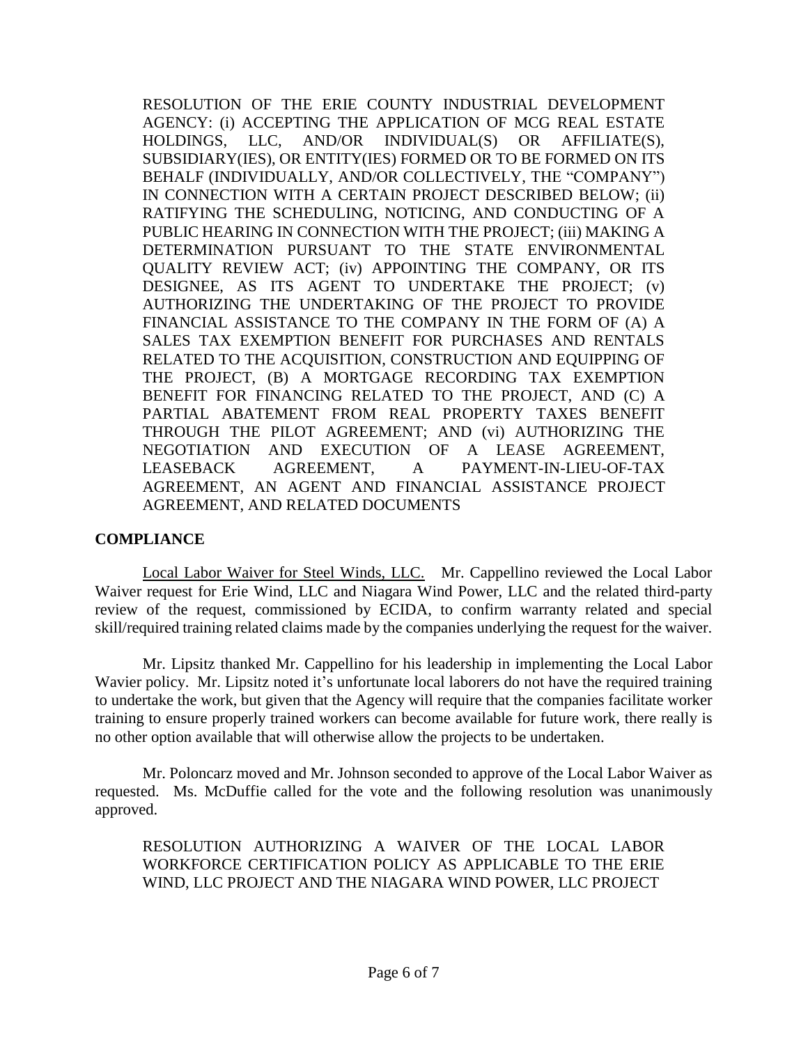RESOLUTION OF THE ERIE COUNTY INDUSTRIAL DEVELOPMENT AGENCY: (i) ACCEPTING THE APPLICATION OF MCG REAL ESTATE HOLDINGS, LLC, AND/OR INDIVIDUAL(S) OR AFFILIATE(S), SUBSIDIARY(IES), OR ENTITY(IES) FORMED OR TO BE FORMED ON ITS BEHALF (INDIVIDUALLY, AND/OR COLLECTIVELY, THE "COMPANY") IN CONNECTION WITH A CERTAIN PROJECT DESCRIBED BELOW; (ii) RATIFYING THE SCHEDULING, NOTICING, AND CONDUCTING OF A PUBLIC HEARING IN CONNECTION WITH THE PROJECT; (iii) MAKING A DETERMINATION PURSUANT TO THE STATE ENVIRONMENTAL QUALITY REVIEW ACT; (iv) APPOINTING THE COMPANY, OR ITS DESIGNEE, AS ITS AGENT TO UNDERTAKE THE PROJECT; (v) AUTHORIZING THE UNDERTAKING OF THE PROJECT TO PROVIDE FINANCIAL ASSISTANCE TO THE COMPANY IN THE FORM OF (A) A SALES TAX EXEMPTION BENEFIT FOR PURCHASES AND RENTALS RELATED TO THE ACQUISITION, CONSTRUCTION AND EQUIPPING OF THE PROJECT, (B) A MORTGAGE RECORDING TAX EXEMPTION BENEFIT FOR FINANCING RELATED TO THE PROJECT, AND (C) A PARTIAL ABATEMENT FROM REAL PROPERTY TAXES BENEFIT THROUGH THE PILOT AGREEMENT; AND (vi) AUTHORIZING THE NEGOTIATION AND EXECUTION OF A LEASE AGREEMENT, LEASEBACK AGREEMENT, A PAYMENT-IN-LIEU-OF-TAX AGREEMENT, AN AGENT AND FINANCIAL ASSISTANCE PROJECT AGREEMENT, AND RELATED DOCUMENTS

## COMPLIANCE

Local Labor Waiver for Steel Winds, LLC. Mr. Cappellino reviewed the Local Labor Waiver request for Erie Wind, LLC and Niagara Wind Power, LLC and the related third-party review of the request, commissioned by ECIDA, to confirm warranty related and special skill/required training related claims made by the companies underlying the request for the waiver.

Mr. Lipsitz thanked Mr. Cappellino for his leadership in implementing the Local Labor Wavier policy. Mr. Lipsitz noted it's unfortunate local laborers do not have the required training to undertake the work, but given that the Agency will require that the companies facilitate worker training to ensure properly trained workers can become available for future work, there really is no other option available that will otherwise allow the projects to be undertaken.

Mr. Poloncarz moved and Mr. Johnson seconded to approve of the Local Labor Waiver as requested. Ms. McDuffie called for the vote and the following resolution was unanimously approved.

RESOLUTION AUTHORIZING A WAIVER OF THE LOCAL LABOR WORKFORCE CERTIFICATION POLICY AS APPLICABLE TO THE ERIE WIND, LLC PROJECT AND THE NIAGARA WIND POWER, LLC PROJECT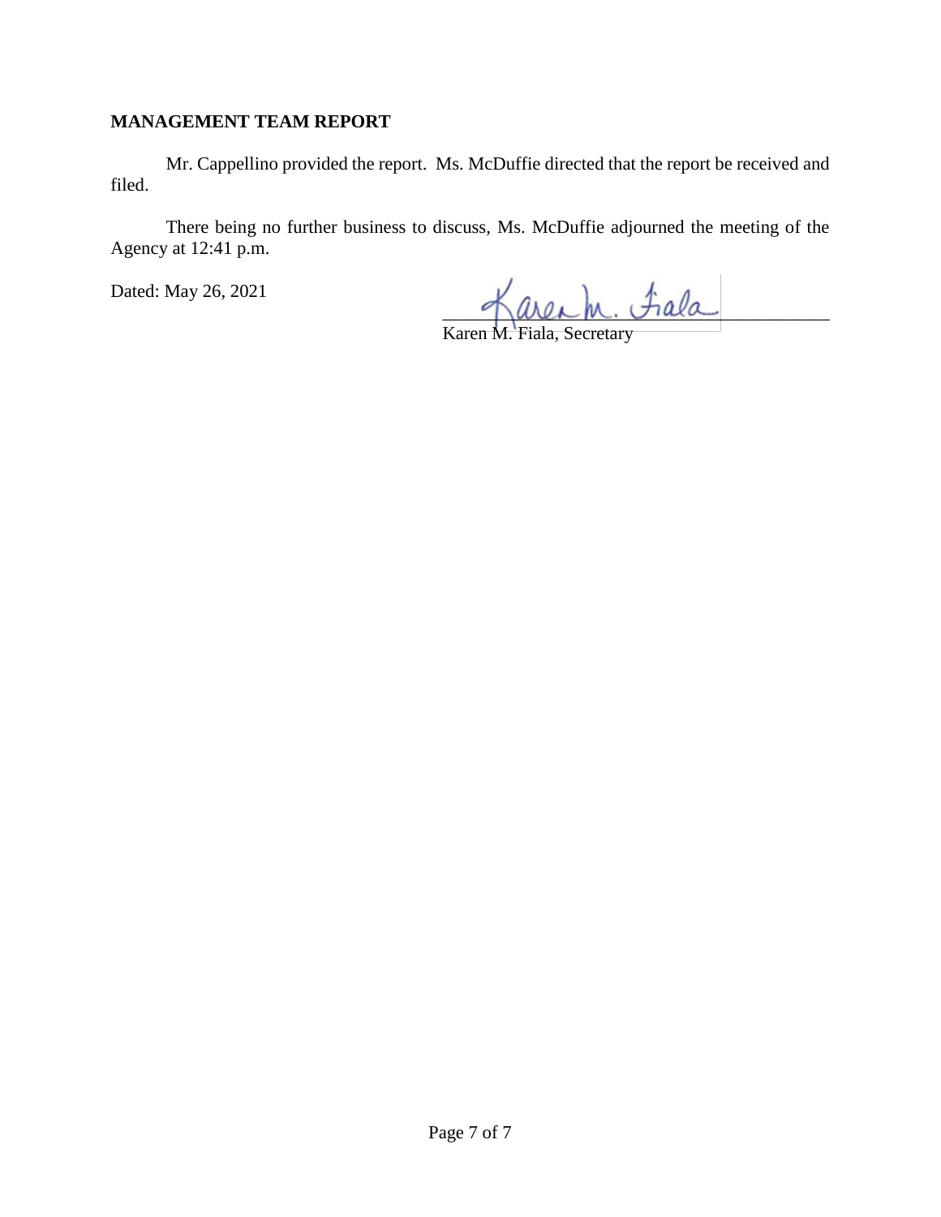**MANAGEMENT TEAM REPORT**

Mr. Cappellino provided the report. Ms. McDuffie directed that the report be received and filed.

There being no further business to discuss, Ms. McDuffie adjourned the meeting of the Agency at 12:41 p.m.

Dated: May 26, 2021

Karen M. Fiala

Karen M. Fiala, Secretary